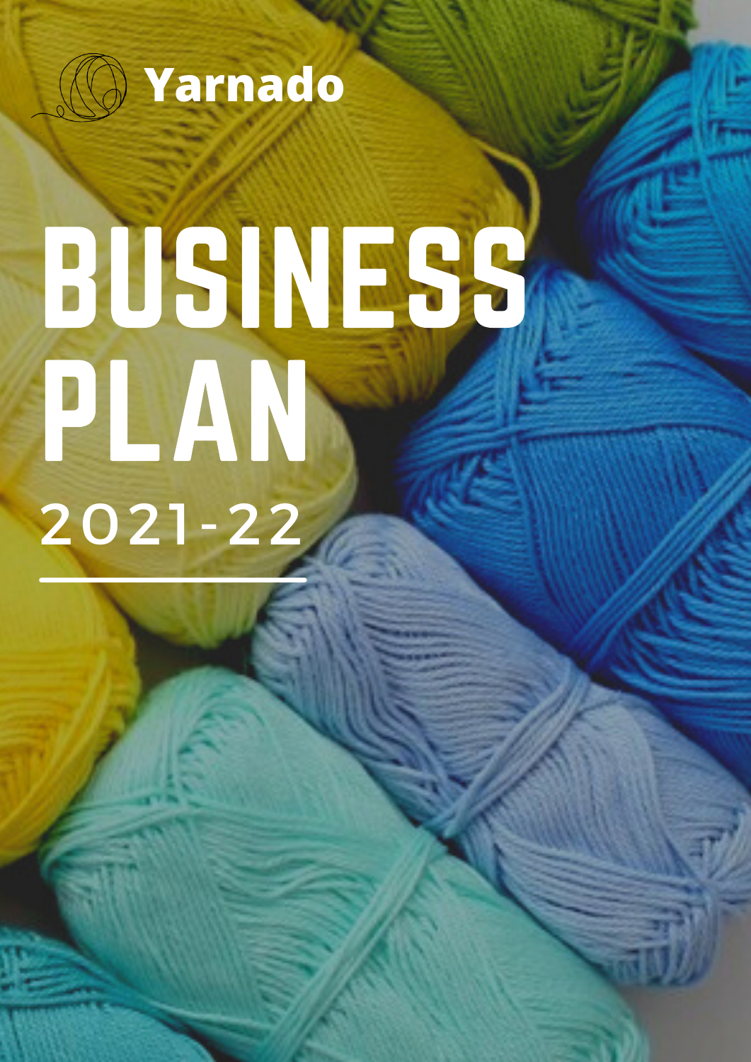Yarnado

# BUSINESS PLAN

2021-22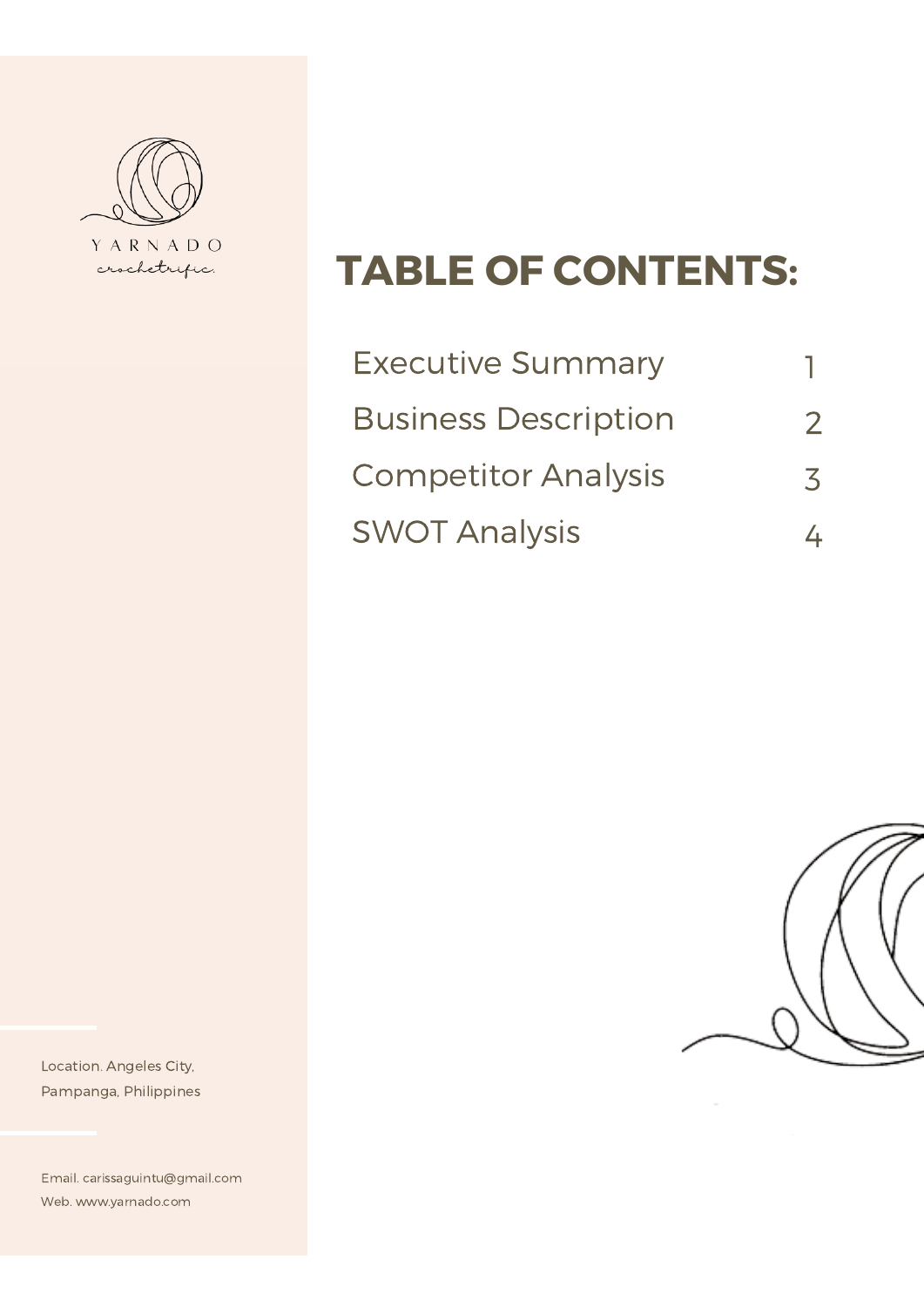YARNADO

*crochetrific.*

# TABLE OF CONTENTS:

| | |
|---|---|
| Executive Summary | 1 |
| Business Description | 2 |
| Competitor Analysis | 3 |
| SWOT Analysis | 4 |

Location. Angeles City, Pampanga, Philippines

Email. carissaguintu@gmail.com
Web. www.yarnado.com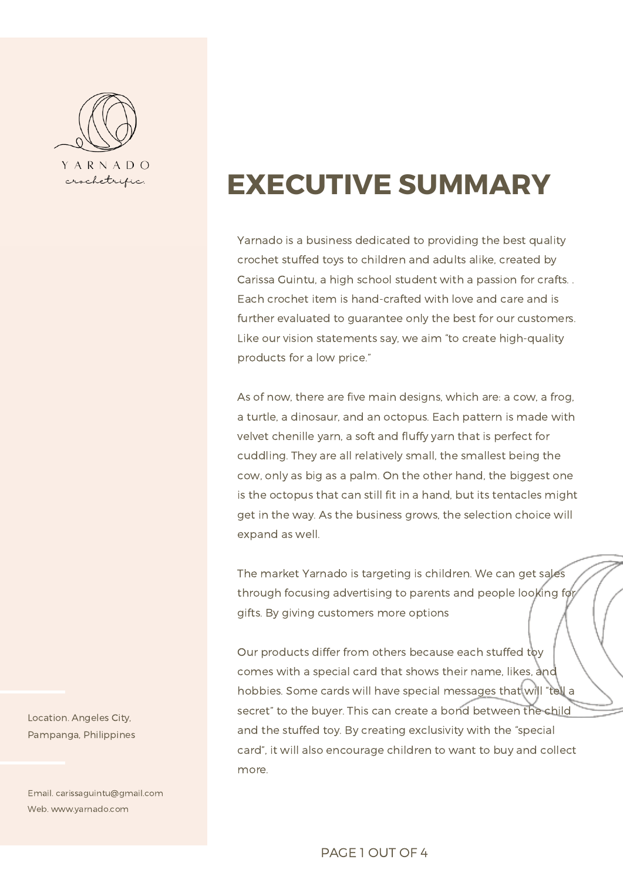YARNADO

*crochetrific.*

# EXECUTIVE SUMMARY

Yarnado is a business dedicated to providing the best quality crochet stuffed toys to children and adults alike, created by Carissa Guintu, a high school student with a passion for crafts. . Each crochet item is hand-crafted with love and care and is further evaluated to guarantee only the best for our customers. Like our vision statements say, we aim "to create high-quality products for a low price."

As of now, there are five main designs, which are: a cow, a frog, a turtle, a dinosaur, and an octopus. Each pattern is made with velvet chenille yarn, a soft and fluffy yarn that is perfect for cuddling. They are all relatively small, the smallest being the cow, only as big as a palm. On the other hand, the biggest one is the octopus that can still fit in a hand, but its tentacles might get in the way. As the business grows, the selection choice will expand as well.

The market Yarnado is targeting is children. We can get sales through focusing advertising to parents and people looking for gifts. By giving customers more options

Our products differ from others because each stuffed toy comes with a special card that shows their name, likes, and hobbies. Some cards will have special messages that will "tell a secret" to the buyer. This can create a bond between the child and the stuffed toy. By creating exclusivity with the "special card", it will also encourage children to want to buy and collect more.

Location. Angeles City, Pampanga, Philippines

Email. carissaguintu@gmail.com
Web. www.yarnado.com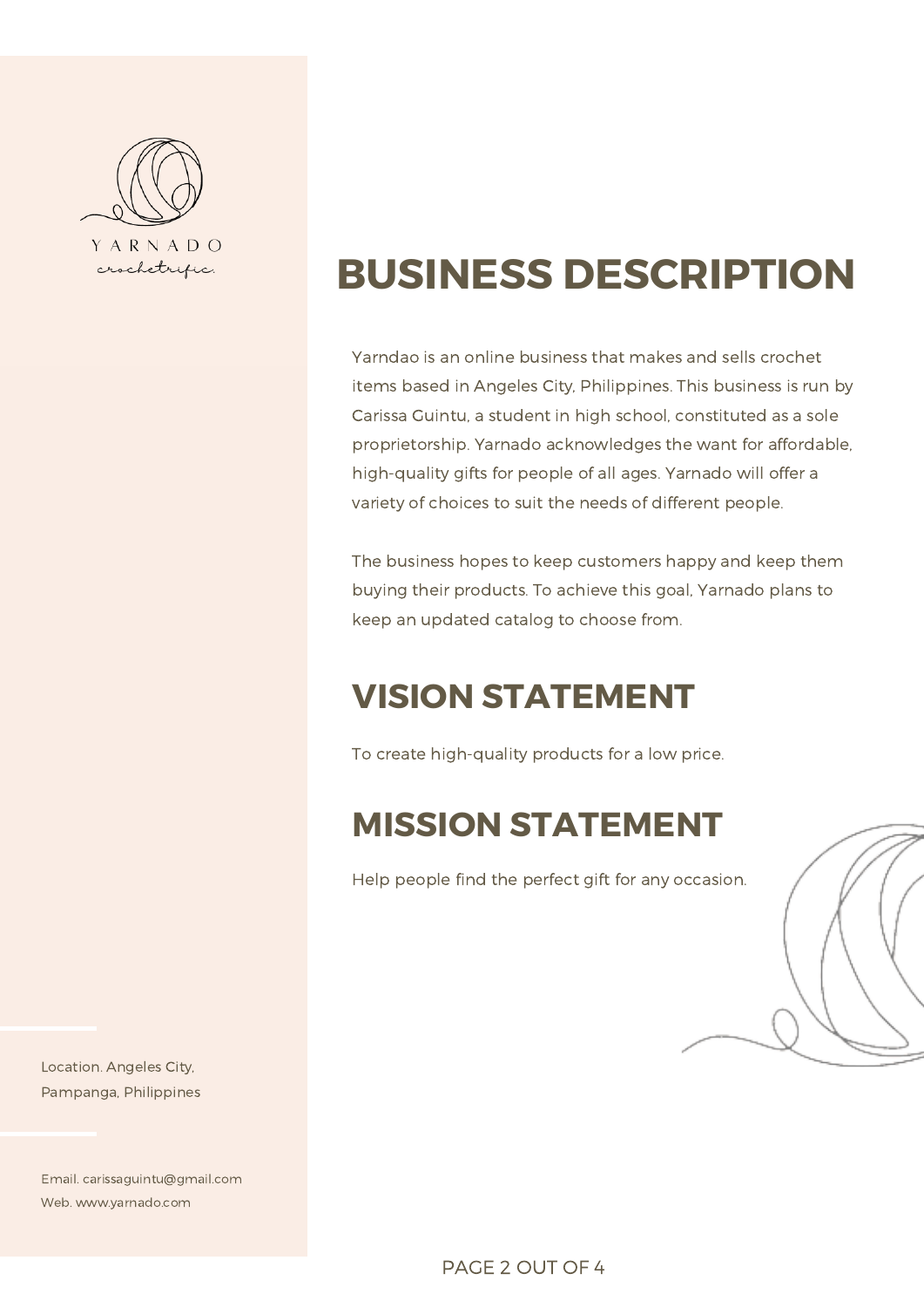YARNADO

*crochetrific.*

# BUSINESS DESCRIPTION

Yarndao is an online business that makes and sells crochet items based in Angeles City, Philippines. This business is run by Carissa Guintu, a student in high school, constituted as a sole proprietorship. Yarnado acknowledges the want for affordable, high-quality gifts for people of all ages. Yarnado will offer a variety of choices to suit the needs of different people.

The business hopes to keep customers happy and keep them buying their products. To achieve this goal, Yarnado plans to keep an updated catalog to choose from.

## VISION STATEMENT

To create high-quality products for a low price.

## MISSION STATEMENT

Help people find the perfect gift for any occasion.

Location. Angeles City, Pampanga, Philippines

Email. carissaguintu@gmail.com
Web. www.yarnado.com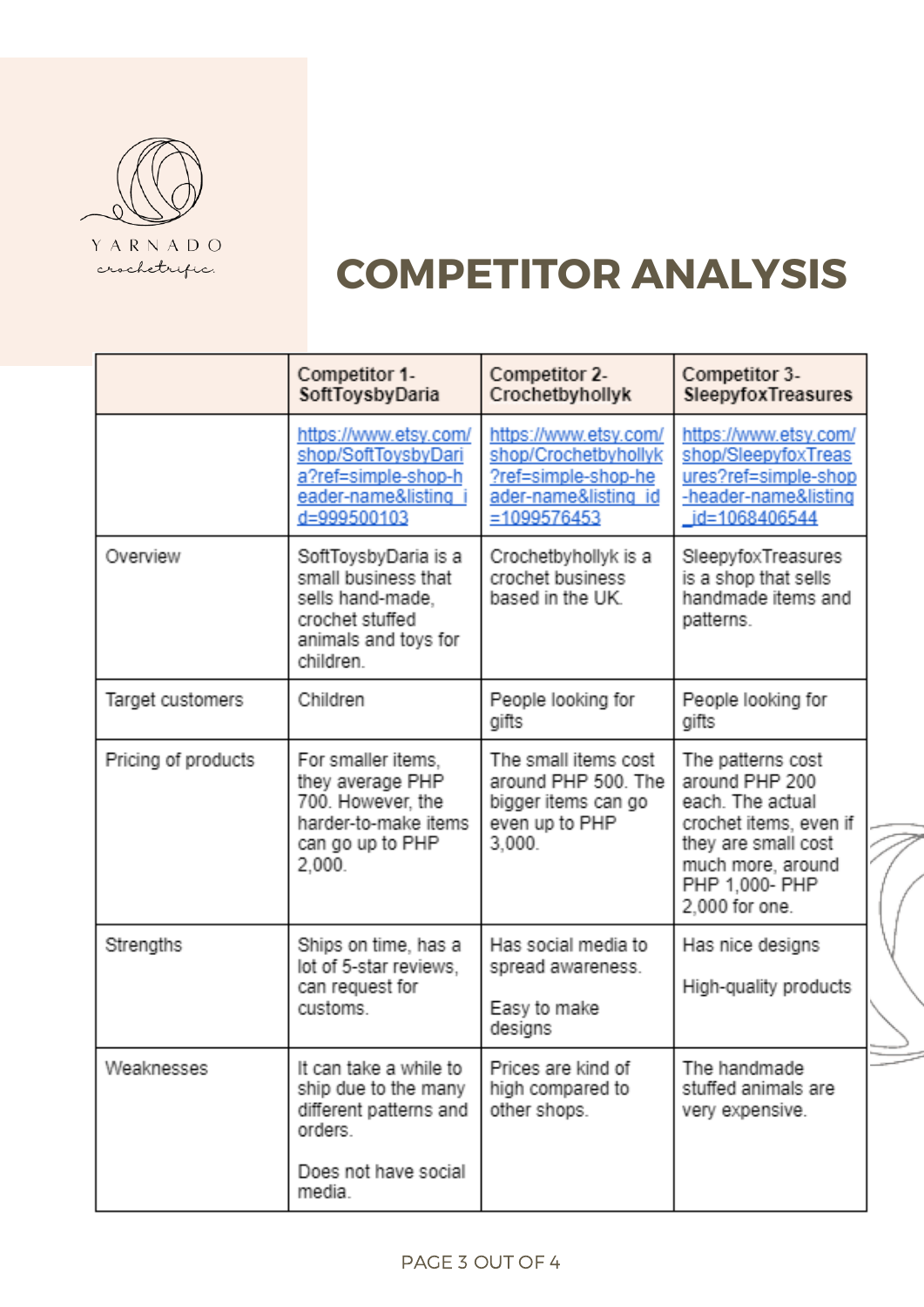YARNADO
crochetrific.

# COMPETITOR ANALYSIS

| | Competitor 1- SoftToysbyDaria | Competitor 2- Crochetbyhollyk | Competitor 3- SleepyfoxTreasures |
|---|---|---|---|
| | https://www.etsy.com/shop/SoftToysbyDaria?ref=simple-shop-header-name&listing_id=999500103 | https://www.etsy.com/shop/Crochetbyhollyk?ref=simple-shop-header-name&listing_id=1099576453 | https://www.etsy.com/shop/SleepyfoxTreasures?ref=simple-shop-header-name&listing_id=1068406544 |
| Overview | SoftToysbyDaria is a small business that sells hand-made, crochet stuffed animals and toys for children. | Crochetbyhollyk is a crochet business based in the UK. | SleepyfoxTreasures is a shop that sells handmade items and patterns. |
| Target customers | Children | People looking for gifts | People looking for gifts |
| Pricing of products | For smaller items, they average PHP 700. However, the harder-to-make items can go up to PHP 2,000. | The small items cost around PHP 500. The bigger items can go even up to PHP 3,000. | The patterns cost around PHP 200 each. The actual crochet items, even if they are small cost much more, around PHP 1,000- PHP 2,000 for one. |
| Strengths | Ships on time, has a lot of 5-star reviews, can request for customs. | Has social media to spread awareness.<br><br>Easy to make designs | Has nice designs<br><br>High-quality products |
| Weaknesses | It can take a while to ship due to the many different patterns and orders.<br><br>Does not have social media. | Prices are kind of high compared to other shops. | The handmade stuffed animals are very expensive. |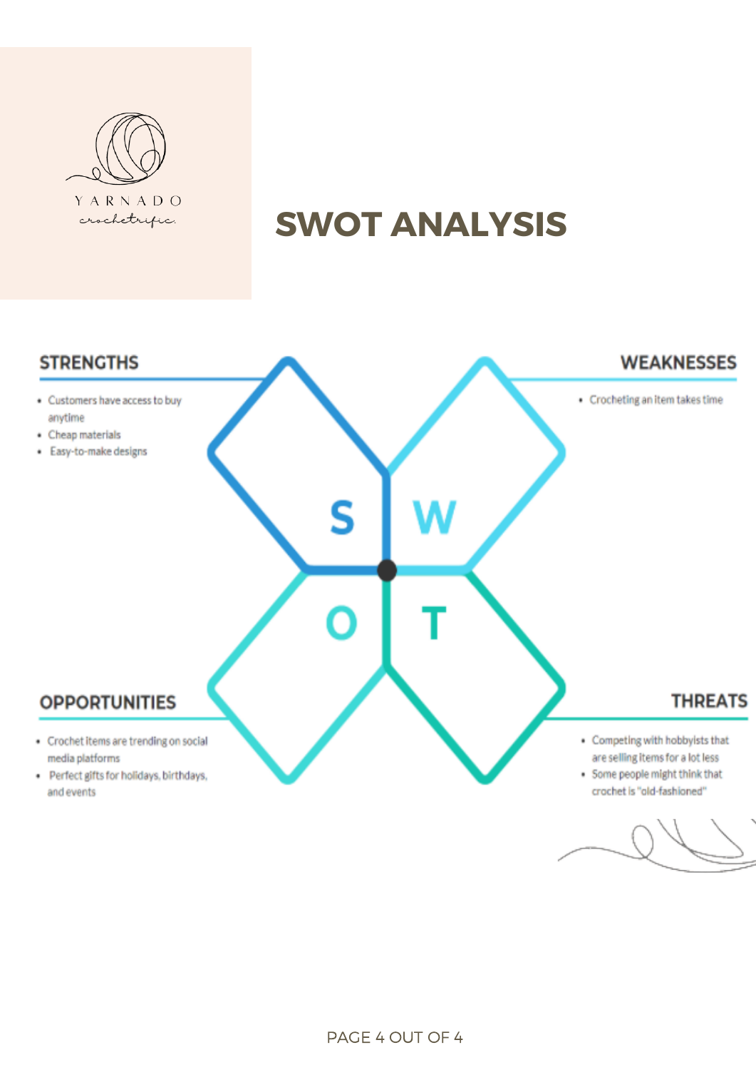YARNADO
crochetrific.

# SWOT ANALYSIS

## STRENGTHS

- Customers have access to buy anytime
- Cheap materials
- Easy-to-make designs

## WEAKNESSES

- Crocheting an item takes time

S W O T

## OPPORTUNITIES

- Crochet items are trending on social media platforms
- Perfect gifts for holidays, birthdays, and events

## THREATS

- Competing with hobbyists that are selling items for a lot less
- Some people might think that crochet is "old-fashioned"